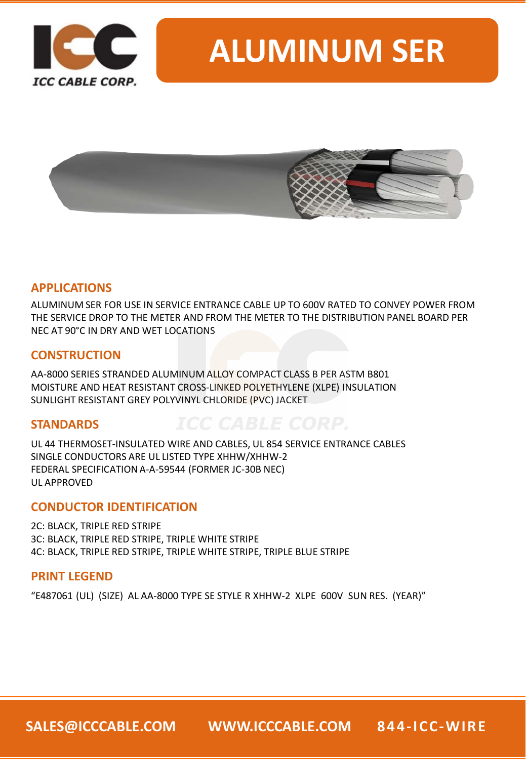ICC CABLE CORP.

# ALUMINUM SER

## APPLICATIONS

ALUMINUM SER FOR USE IN SERVICE ENTRANCE CABLE UP TO 600V RATED TO CONVEY POWER FROM THE SERVICE DROP TO THE METER AND FROM THE METER TO THE DISTRIBUTION PANEL BOARD PER NEC AT 90°C IN DRY AND WET LOCATIONS

## CONSTRUCTION

AA-8000 SERIES STRANDED ALUMINUM ALLOY COMPACT CLASS B PER ASTM B801
MOISTURE AND HEAT RESISTANT CROSS-LINKED POLYETHYLENE (XLPE) INSULATION
SUNLIGHT RESISTANT GREY POLYVINYL CHLORIDE (PVC) JACKET

## STANDARDS

UL 44 THERMOSET-INSULATED WIRE AND CABLES, UL 854 SERVICE ENTRANCE CABLES
SINGLE CONDUCTORS ARE UL LISTED TYPE XHHW/XHHW-2
FEDERAL SPECIFICATION A-A-59544 (FORMER JC-30B NEC)
UL APPROVED

## CONDUCTOR IDENTIFICATION

2C: BLACK, TRIPLE RED STRIPE
3C: BLACK, TRIPLE RED STRIPE, TRIPLE WHITE STRIPE
4C: BLACK, TRIPLE RED STRIPE, TRIPLE WHITE STRIPE, TRIPLE BLUE STRIPE

## PRINT LEGEND

"E487061 (UL) (SIZE) AL AA-8000 TYPE SE STYLE R XHHW-2 XLPE 600V SUN RES. (YEAR)"

SALES@ICCCABLE.COM WWW.ICCCABLE.COM 844-ICC-WIRE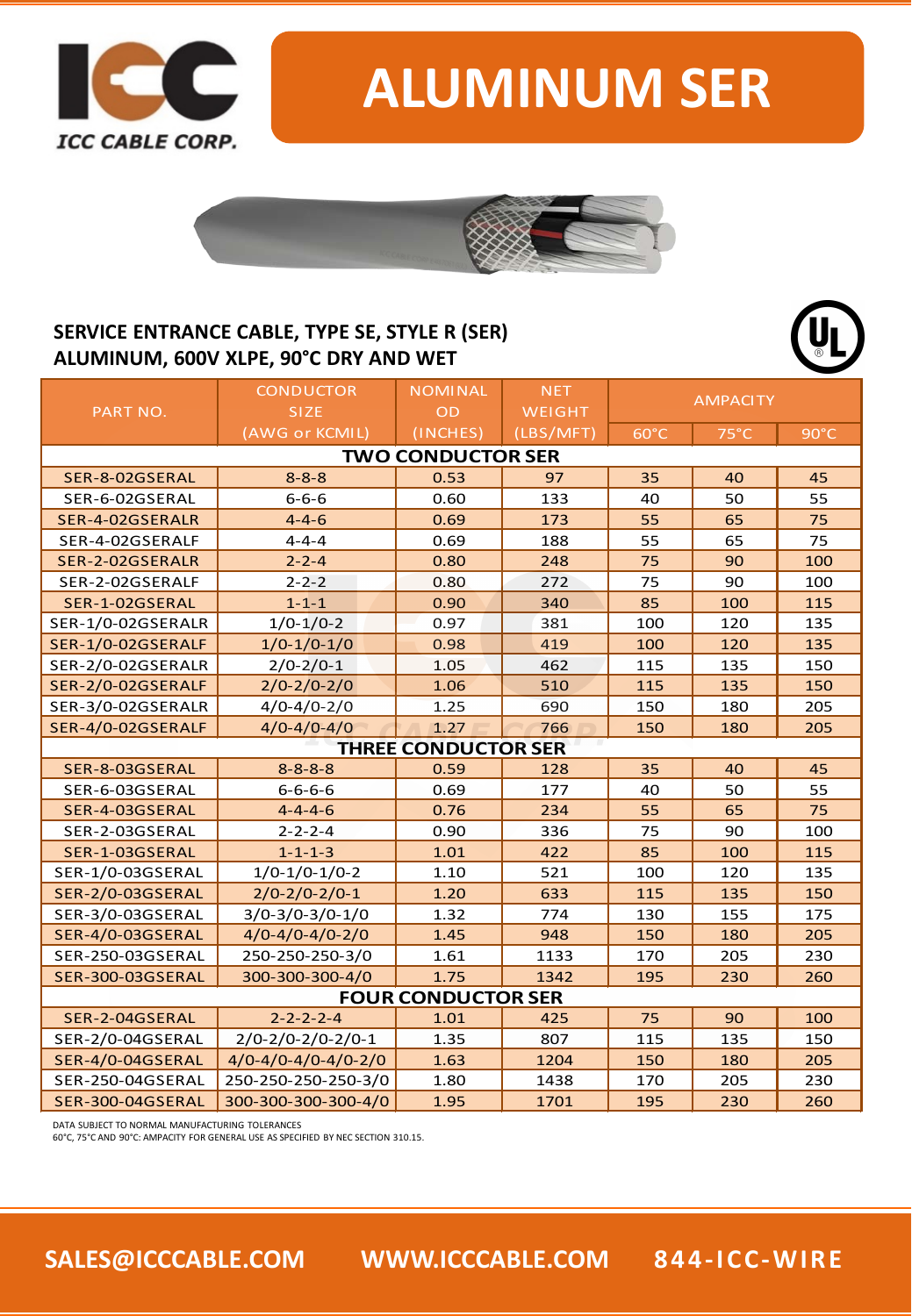ICC CABLE CORP.

# ALUMINUM SER

## SERVICE ENTRANCE CABLE, TYPE SE, STYLE R (SER)
## ALUMINUM, 600V XLPE, 90°C DRY AND WET

| PART NO. | CONDUCTOR SIZE (AWG or KCMIL) | NOMINAL OD (INCHES) | NET WEIGHT (LBS/MFT) | AMPACITY | | |
|---|---|---|---|---|---|---|
| | | | | 60°C | 75°C | 90°C |
| **TWO CONDUCTOR SER** | | | | | | |
| SER-8-02GSERAL | 8-8-8 | 0.53 | 97 | 35 | 40 | 45 |
| SER-6-02GSERAL | 6-6-6 | 0.60 | 133 | 40 | 50 | 55 |
| SER-4-02GSERALR | 4-4-6 | 0.69 | 173 | 55 | 65 | 75 |
| SER-4-02GSERALF | 4-4-4 | 0.69 | 188 | 55 | 65 | 75 |
| SER-2-02GSERALR | 2-2-4 | 0.80 | 248 | 75 | 90 | 100 |
| SER-2-02GSERALF | 2-2-2 | 0.80 | 272 | 75 | 90 | 100 |
| SER-1-02GSERAL | 1-1-1 | 0.90 | 340 | 85 | 100 | 115 |
| SER-1/0-02GSERALR | 1/0-1/0-2 | 0.97 | 381 | 100 | 120 | 135 |
| SER-1/0-02GSERALF | 1/0-1/0-1/0 | 0.98 | 419 | 100 | 120 | 135 |
| SER-2/0-02GSERALR | 2/0-2/0-1 | 1.05 | 462 | 115 | 135 | 150 |
| SER-2/0-02GSERALF | 2/0-2/0-2/0 | 1.06 | 510 | 115 | 135 | 150 |
| SER-3/0-02GSERALR | 4/0-4/0-2/0 | 1.25 | 690 | 150 | 180 | 205 |
| SER-4/0-02GSERALF | 4/0-4/0-4/0 | 1.27 | 766 | 150 | 180 | 205 |
| **THREE CONDUCTOR SER** | | | | | | |
| SER-8-03GSERAL | 8-8-8-8 | 0.59 | 128 | 35 | 40 | 45 |
| SER-6-03GSERAL | 6-6-6-6 | 0.69 | 177 | 40 | 50 | 55 |
| SER-4-03GSERAL | 4-4-4-6 | 0.76 | 234 | 55 | 65 | 75 |
| SER-2-03GSERAL | 2-2-2-4 | 0.90 | 336 | 75 | 90 | 100 |
| SER-1-03GSERAL | 1-1-1-3 | 1.01 | 422 | 85 | 100 | 115 |
| SER-1/0-03GSERAL | 1/0-1/0-1/0-2 | 1.10 | 521 | 100 | 120 | 135 |
| SER-2/0-03GSERAL | 2/0-2/0-2/0-1 | 1.20 | 633 | 115 | 135 | 150 |
| SER-3/0-03GSERAL | 3/0-3/0-3/0-1/0 | 1.32 | 774 | 130 | 155 | 175 |
| SER-4/0-03GSERAL | 4/0-4/0-4/0-2/0 | 1.45 | 948 | 150 | 180 | 205 |
| SER-250-03GSERAL | 250-250-250-3/0 | 1.61 | 1133 | 170 | 205 | 230 |
| SER-300-03GSERAL | 300-300-300-4/0 | 1.75 | 1342 | 195 | 230 | 260 |
| **FOUR CONDUCTOR SER** | | | | | | |
| SER-2-04GSERAL | 2-2-2-2-4 | 1.01 | 425 | 75 | 90 | 100 |
| SER-2/0-04GSERAL | 2/0-2/0-2/0-2/0-1 | 1.35 | 807 | 115 | 135 | 150 |
| SER-4/0-04GSERAL | 4/0-4/0-4/0-4/0-2/0 | 1.63 | 1204 | 150 | 180 | 205 |
| SER-250-04GSERAL | 250-250-250-250-3/0 | 1.80 | 1438 | 170 | 205 | 230 |
| SER-300-04GSERAL | 300-300-300-300-4/0 | 1.95 | 1701 | 195 | 230 | 260 |

DATA SUBJECT TO NORMAL MANUFACTURING TOLERANCES
60°C, 75°C AND 90°C: AMPACITY FOR GENERAL USE AS SPECIFIED BY NEC SECTION 310.15.

SALES@ICCCABLE.COM WWW.ICCCABLE.COM 844-ICC-WIRE